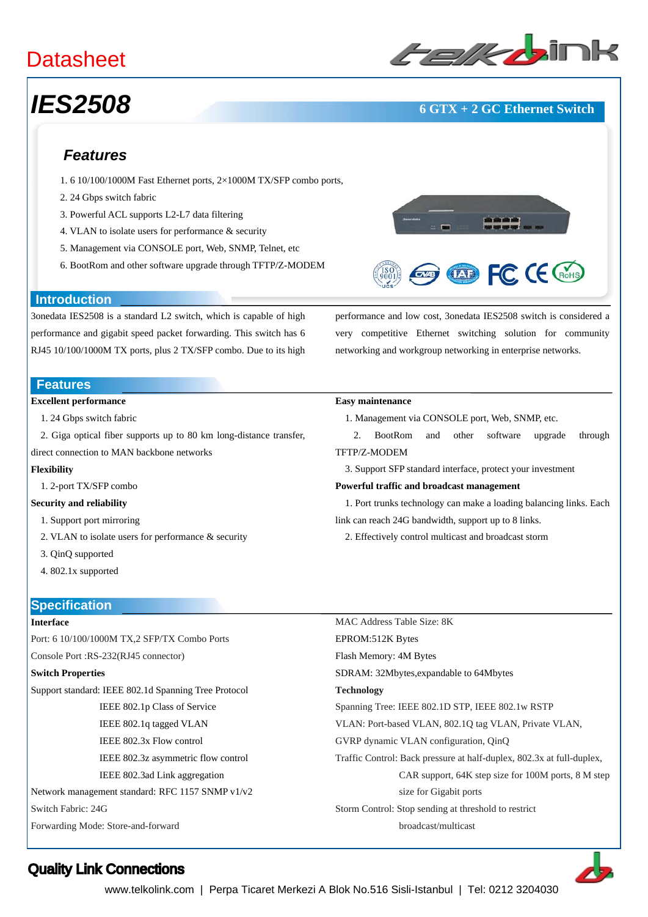Datasheet

# IES2508

**6 GTX + 2 GC Ethernet Switch**

## Features

1. 6 10/100/1000M Fast Ethernet ports, 2×1000M TX/SFP combo ports,
2. 24 Gbps switch fabric
3. Powerful ACL supports L2-L7 data filtering
4. VLAN to isolate users for performance & security
5. Management via CONSOLE port, Web, SNMP, Telnet, etc
6. BootRom and other software upgrade through TFTP/Z-MODEM

## Introduction

3onedata IES2508 is a standard L2 switch, which is capable of high performance and gigabit speed packet forwarding. This switch has 6 RJ45 10/100/1000M TX ports, plus 2 TX/SFP combo. Due to its high performance and low cost, 3onedata IES2508 switch is considered a very competitive Ethernet switching solution for community networking and workgroup networking in enterprise networks.

## Features

**Excellent performance**

1. 24 Gbps switch fabric
2. Giga optical fiber supports up to 80 km long-distance transfer, direct connection to MAN backbone networks

**Flexibility**

1. 2-port TX/SFP combo

**Security and reliability**

1. Support port mirroring
2. VLAN to isolate users for performance & security
3. QinQ supported
4. 802.1x supported

**Easy maintenance**

1. Management via CONSOLE port, Web, SNMP, etc.
2. BootRom and other software upgrade through TFTP/Z-MODEM
3. Support SFP standard interface, protect your investment

**Powerful traffic and broadcast management**

1. Port trunks technology can make a loading balancing links. Each link can reach 24G bandwidth, support up to 8 links.
2. Effectively control multicast and broadcast storm

## Specification

**Interface**

Port: 6 10/100/1000M TX,2 SFP/TX Combo Ports

Console Port :RS-232(RJ45 connector)

**Switch Properties**

Support standard: IEEE 802.1d Spanning Tree Protocol
IEEE 802.1p Class of Service
IEEE 802.1q tagged VLAN
IEEE 802.3x Flow control
IEEE 802.3z asymmetric flow control
IEEE 802.3ad Link aggregation

Network management standard: RFC 1157 SNMP v1/v2

Switch Fabric: 24G

Forwarding Mode: Store-and-forward

MAC Address Table Size: 8K

EPROM:512K Bytes

Flash Memory: 4M Bytes

SDRAM: 32Mbytes,expandable to 64Mbytes

**Technology**

Spanning Tree: IEEE 802.1D STP, IEEE 802.1w RSTP

VLAN: Port-based VLAN, 802.1Q tag VLAN, Private VLAN, GVRP dynamic VLAN configuration, QinQ

Traffic Control: Back pressure at half-duplex, 802.3x at full-duplex, CAR support, 64K step size for 100M ports, 8 M step size for Gigabit ports

Storm Control: Stop sending at threshold to restrict broadcast/multicast

**Quality Link Connections**

www.telkolink.com | Perpa Ticaret Merkezi A Blok No.516 Sisli-Istanbul | Tel: 0212 3204030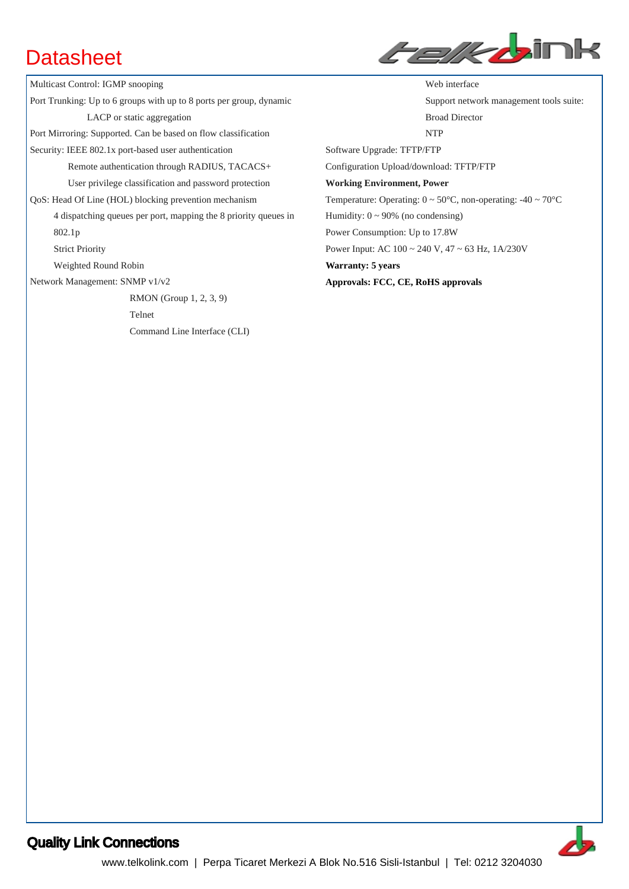# Datasheet

Multicast Control: IGMP snooping

Port Trunking: Up to 6 groups with up to 8 ports per group, dynamic LACP or static aggregation

Port Mirroring: Supported. Can be based on flow classification

Security: IEEE 802.1x port-based user authentication

Remote authentication through RADIUS, TACACS+

User privilege classification and password protection

QoS: Head Of Line (HOL) blocking prevention mechanism

4 dispatching queues per port, mapping the 8 priority queues in 802.1p

Strict Priority

Weighted Round Robin

Network Management: SNMP v1/v2

RMON (Group 1, 2, 3, 9)

Telnet

Command Line Interface (CLI)

Web interface

Support network management tools suite: Broad Director

NTP

Software Upgrade: TFTP/FTP

Configuration Upload/download: TFTP/FTP

**Working Environment, Power**

Temperature: Operating: 0 ~ 50°C, non-operating: -40 ~ 70°C

Humidity: 0 ~ 90% (no condensing)

Power Consumption: Up to 17.8W

Power Input: AC 100 ~ 240 V, 47 ~ 63 Hz, 1A/230V

**Warranty: 5 years**

**Approvals: FCC, CE, RoHS approvals**

**Quality Link Connections**

www.telkolink.com | Perpa Ticaret Merkezi A Blok No.516 Sisli-Istanbul | Tel: 0212 3204030